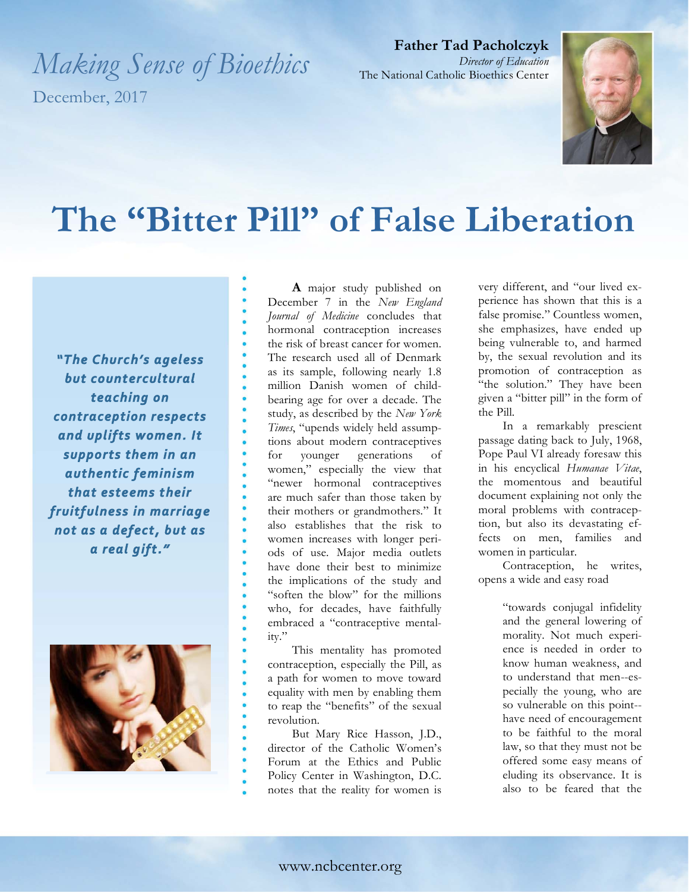*Making Sense of Bioethics*

December, 2017

**Father Tad Pacholczyk**
*Director of Education*
The National Catholic Bioethics Center

# The "Bitter Pill" of False Liberation

***"The Church's ageless but countercultural teaching on contraception respects and uplifts women. It supports them in an authentic feminism that esteems their fruitfulness in marriage not as a defect, but as a real gift."***

**A** major study published on December 7 in the *New England Journal of Medicine* concludes that hormonal contraception increases the risk of breast cancer for women. The research used all of Denmark as its sample, following nearly 1.8 million Danish women of child-bearing age for over a decade. The study, as described by the *New York Times*, "upends widely held assumptions about modern contraceptives for younger generations of women," especially the view that "newer hormonal contraceptives are much safer than those taken by their mothers or grandmothers." It also establishes that the risk to women increases with longer periods of use. Major media outlets have done their best to minimize the implications of the study and "soften the blow" for the millions who, for decades, have faithfully embraced a "contraceptive mentality."

This mentality has promoted contraception, especially the Pill, as a path for women to move toward equality with men by enabling them to reap the "benefits" of the sexual revolution.

But Mary Rice Hasson, J.D., director of the Catholic Women's Forum at the Ethics and Public Policy Center in Washington, D.C. notes that the reality for women is very different, and "our lived experience has shown that this is a false promise." Countless women, she emphasizes, have ended up being vulnerable to, and harmed by, the sexual revolution and its promotion of contraception as "the solution." They have been given a "bitter pill" in the form of the Pill.

In a remarkably prescient passage dating back to July, 1968, Pope Paul VI already foresaw this in his encyclical *Humanae Vitae*, the momentous and beautiful document explaining not only the moral problems with contraception, but also its devastating effects on men, families and women in particular.

Contraception, he writes, opens a wide and easy road

> "towards conjugal infidelity and the general lowering of morality. Not much experience is needed in order to know human weakness, and to understand that men--especially the young, who are so vulnerable on this point--have need of encouragement to be faithful to the moral law, so that they must not be offered some easy means of eluding its observance. It is also to be feared that the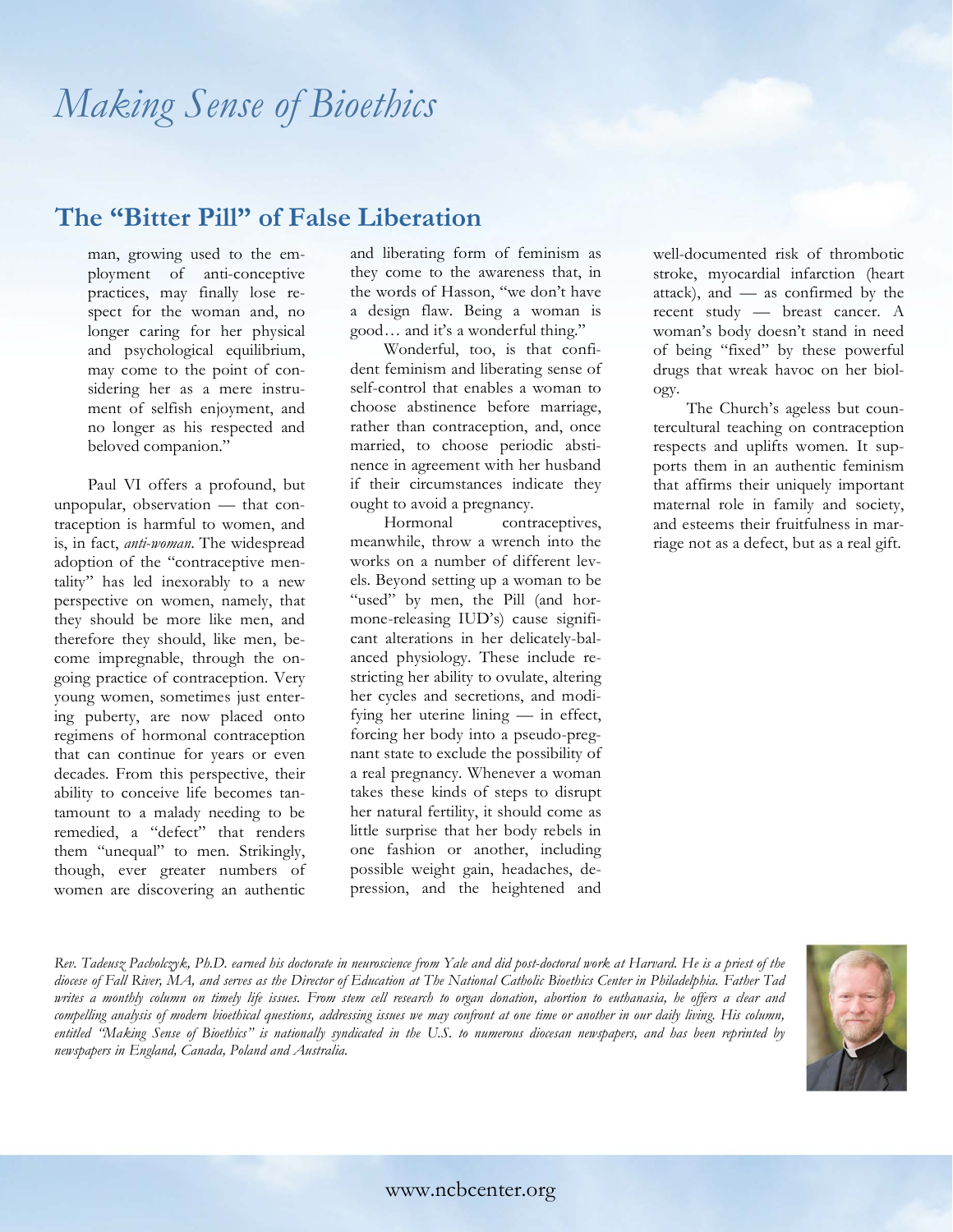# Making Sense of Bioethics

## The "Bitter Pill" of False Liberation

> man, growing used to the employment of anti-conceptive practices, may finally lose respect for the woman and, no longer caring for her physical and psychological equilibrium, may come to the point of considering her as a mere instrument of selfish enjoyment, and no longer as his respected and beloved companion."

Paul VI offers a profound, but unpopular, observation — that contraception is harmful to women, and is, in fact, *anti-woman*. The widespread adoption of the "contraceptive mentality" has led inexorably to a new perspective on women, namely, that they should be more like men, and therefore they should, like men, become impregnable, through the ongoing practice of contraception. Very young women, sometimes just entering puberty, are now placed onto regimens of hormonal contraception that can continue for years or even decades. From this perspective, their ability to conceive life becomes tantamount to a malady needing to be remedied, a "defect" that renders them "unequal" to men. Strikingly, though, ever greater numbers of women are discovering an authentic and liberating form of feminism as they come to the awareness that, in the words of Hasson, "we don't have a design flaw. Being a woman is good… and it's a wonderful thing."

Wonderful, too, is that confident feminism and liberating sense of self-control that enables a woman to choose abstinence before marriage, rather than contraception, and, once married, to choose periodic abstinence in agreement with her husband if their circumstances indicate they ought to avoid a pregnancy.

Hormonal contraceptives, meanwhile, throw a wrench into the works on a number of different levels. Beyond setting up a woman to be "used" by men, the Pill (and hormone-releasing IUD's) cause significant alterations in her delicately-balanced physiology. These include restricting her ability to ovulate, altering her cycles and secretions, and modifying her uterine lining — in effect, forcing her body into a pseudo-pregnant state to exclude the possibility of a real pregnancy. Whenever a woman takes these kinds of steps to disrupt her natural fertility, it should come as little surprise that her body rebels in one fashion or another, including possible weight gain, headaches, depression, and the heightened and well-documented risk of thrombotic stroke, myocardial infarction (heart attack), and — as confirmed by the recent study — breast cancer. A woman's body doesn't stand in need of being "fixed" by these powerful drugs that wreak havoc on her biology.

The Church's ageless but countercultural teaching on contraception respects and uplifts women. It supports them in an authentic feminism that affirms their uniquely important maternal role in family and society, and esteems their fruitfulness in marriage not as a defect, but as a real gift.

*Rev. Tadeusz Pacholczyk, Ph.D. earned his doctorate in neuroscience from Yale and did post-doctoral work at Harvard. He is a priest of the diocese of Fall River, MA, and serves as the Director of Education at The National Catholic Bioethics Center in Philadelphia. Father Tad writes a monthly column on timely life issues. From stem cell research to organ donation, abortion to euthanasia, he offers a clear and compelling analysis of modern bioethical questions, addressing issues we may confront at one time or another in our daily living. His column, entitled "Making Sense of Bioethics" is nationally syndicated in the U.S. to numerous diocesan newspapers, and has been reprinted by newspapers in England, Canada, Poland and Australia.*

www.ncbcenter.org